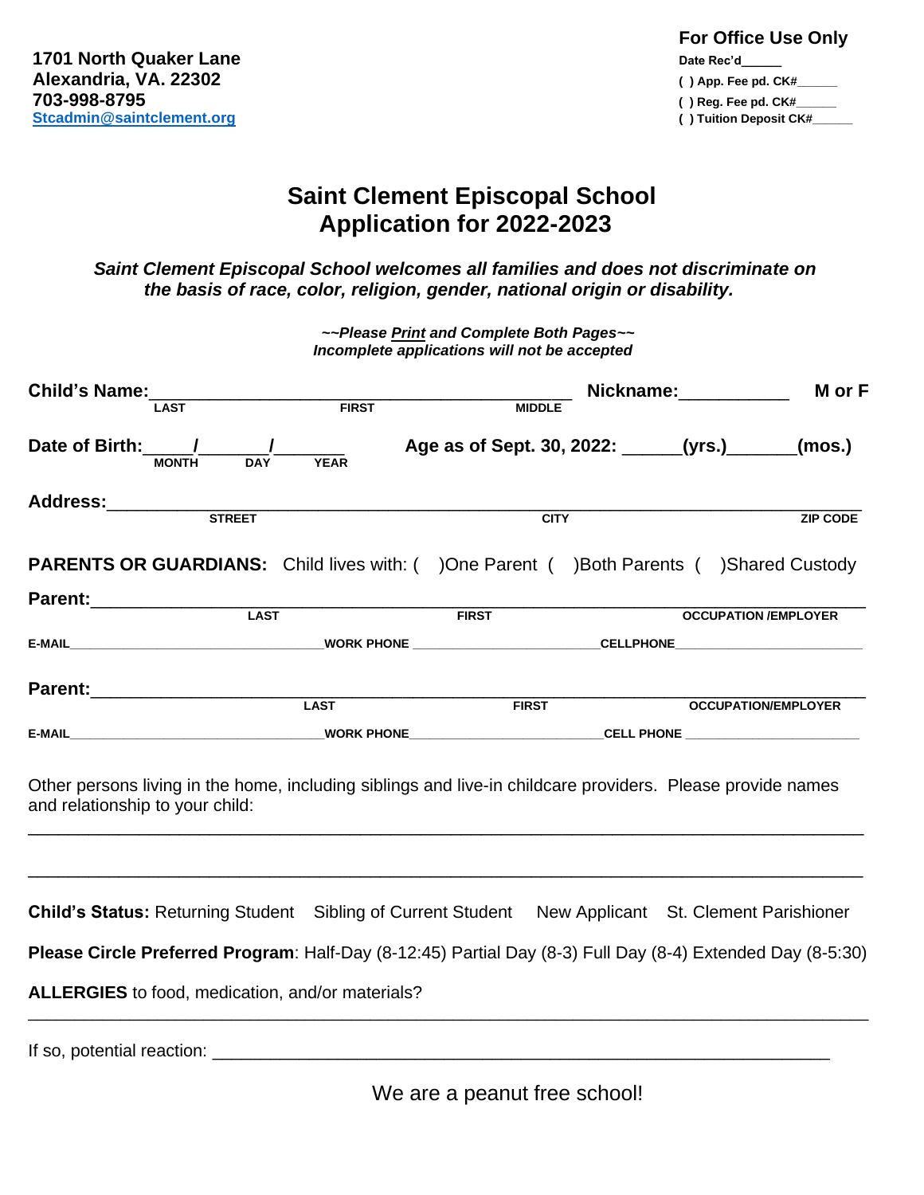**1701 North Quaker Lane**
**Alexandria, VA. 22302**
**703-998-8795**
**Stcadmin@saintclement.org**

**For Office Use Only**

**Date Rec'd______**

**( ) App. Fee pd. CK#______**

**( ) Reg. Fee pd. CK#______**

**( ) Tuition Deposit CK#______**

# Saint Clement Episcopal School
# Application for 2022-2023

***Saint Clement Episcopal School welcomes all families and does not discriminate on the basis of race, color, religion, gender, national origin or disability.***

***~~Please Print and Complete Both Pages~~***
***Incomplete applications will not be accepted***

**Child's Name:**_____________________________________________ **Nickname:**___________ **M or F**
LAST FIRST MIDDLE

**Date of Birth:**_____/_______/_______ **Age as of Sept. 30, 2022:** ______**(yrs.)**_______**(mos.)**
MONTH DAY YEAR

**Address:**________________________________________________________________________
STREET CITY ZIP CODE

**PARENTS OR GUARDIANS:** Child lives with: ( )One Parent ( )Both Parents ( )Shared Custody

**Parent:**________________________________________________________________________
LAST FIRST OCCUPATION /EMPLOYER

**E-MAIL**_________________________________**WORK PHONE** __________________________**CELLPHONE**__________________________

**Parent:**________________________________________________________________________
LAST FIRST OCCUPATION/EMPLOYER

**E-MAIL**_________________________________**WORK PHONE**__________________________**CELL PHONE** __________________________

Other persons living in the home, including siblings and live-in childcare providers. Please provide names and relationship to your child:

________________________________________________________________________________

________________________________________________________________________________

**Child's Status:** Returning Student Sibling of Current Student New Applicant St. Clement Parishioner

**Please Circle Preferred Program**: Half-Day (8-12:45) Partial Day (8-3) Full Day (8-4) Extended Day (8-5:30)

**ALLERGIES** to food, medication, and/or materials?

________________________________________________________________________________

If so, potential reaction: ________________________________________________________________

We are a peanut free school!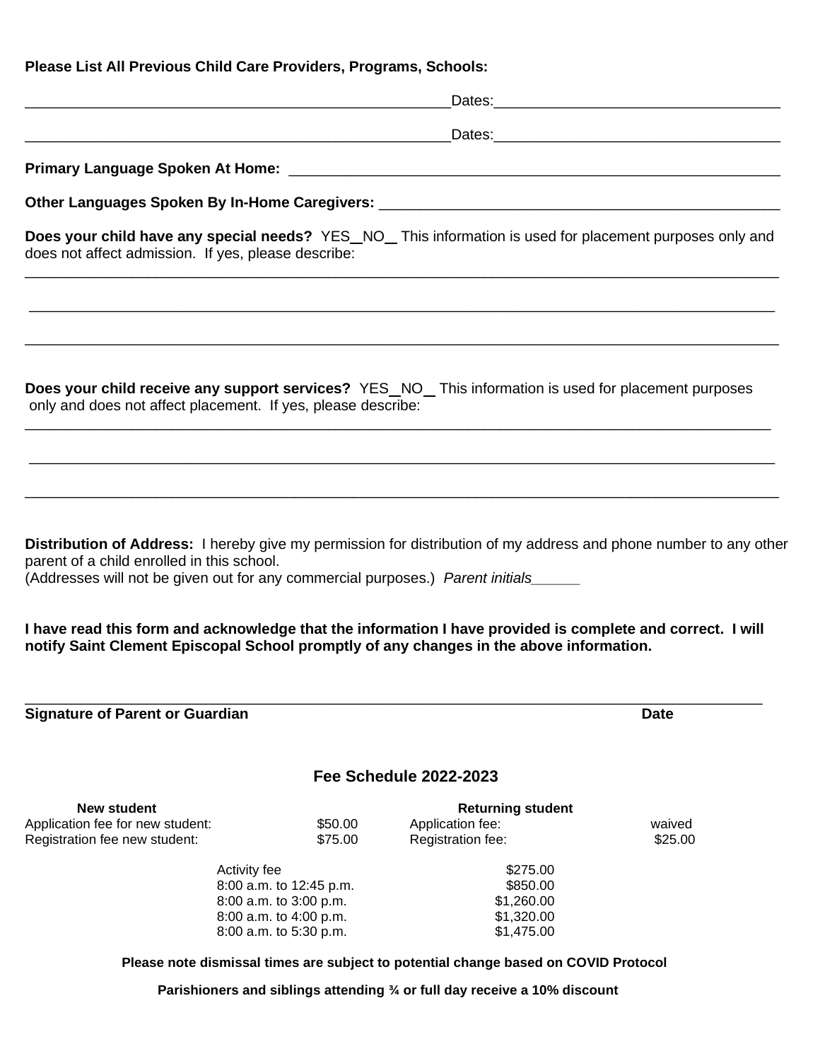**Please List All Previous Child Care Providers, Programs, Schools:**

_____________________________________________________Dates:__________________________________

_____________________________________________________Dates:__________________________________

**Primary Language Spoken At Home:** _______________________________________________________________

**Other Languages Spoken By In-Home Caregivers:** ___________________________________________________

**Does your child have any special needs?** YES__NO__ This information is used for placement purposes only and does not affect admission. If yes, please describe:

_______________________________________________________________________________________________

_______________________________________________________________________________________________

_______________________________________________________________________________________________

**Does your child receive any support services?** YES__NO__ This information is used for placement purposes only and does not affect placement. If yes, please describe:

_______________________________________________________________________________________________

_______________________________________________________________________________________________

_______________________________________________________________________________________________

**Distribution of Address:** I hereby give my permission for distribution of my address and phone number to any other parent of a child enrolled in this school.
(Addresses will not be given out for any commercial purposes.) *Parent initials______*

**I have read this form and acknowledge that the information I have provided is complete and correct. I will notify Saint Clement Episcopal School promptly of any changes in the above information.**

_______________________________________________________________________________________________
**Signature of Parent or Guardian** **Date**

## Fee Schedule 2022-2023

| New student | | Returning student | |
|---|---|---|---|
| Application fee for new student: | $50.00 | Application fee: | waived |
| Registration fee new student: | $75.00 | Registration fee: | $25.00 |

| | |
|---|---|
| Activity fee | $275.00 |
| 8:00 a.m. to 12:45 p.m. | $850.00 |
| 8:00 a.m. to 3:00 p.m. | $1,260.00 |
| 8:00 a.m. to 4:00 p.m. | $1,320.00 |
| 8:00 a.m. to 5:30 p.m. | $1,475.00 |

**Please note dismissal times are subject to potential change based on COVID Protocol**

**Parishioners and siblings attending ¾ or full day receive a 10% discount**